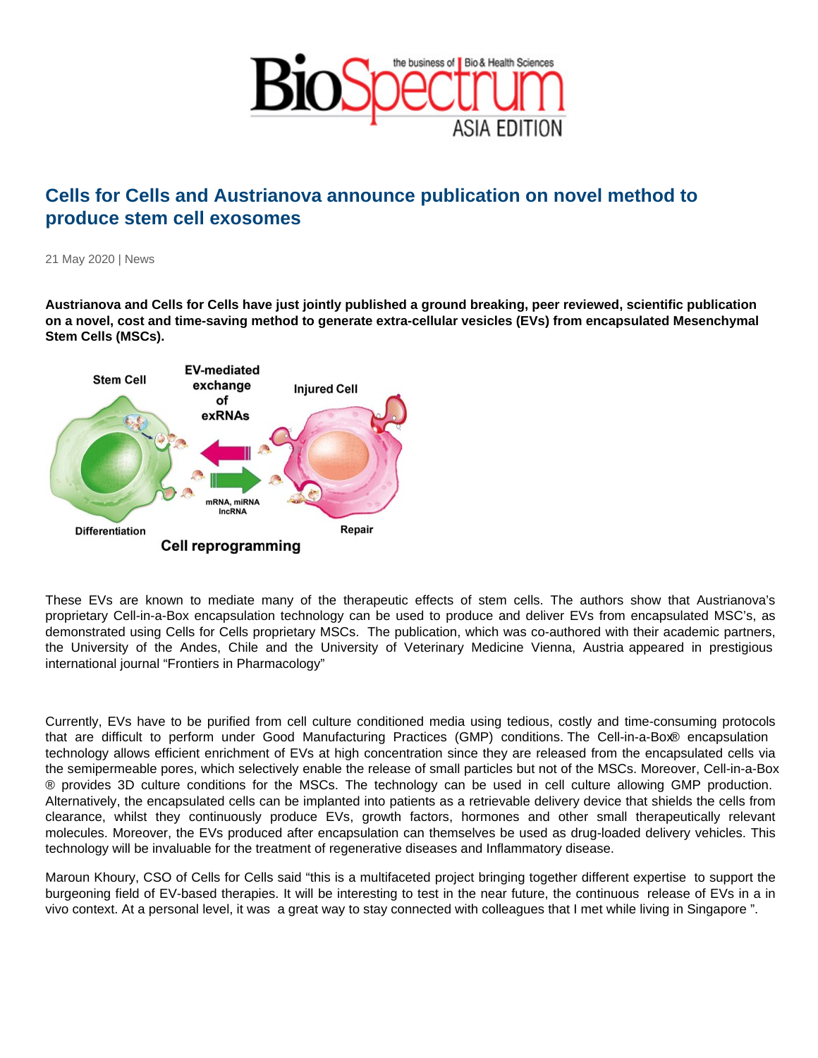# Cells for Cells and Austrianova announce publication on novel method to produce stem cell exosomes

21 May 2020 | News

**Austrianova and Cells for Cells have just jointly published a ground breaking, peer reviewed, scientific publication on a novel, cost and time-saving method to generate extra-cellular vesicles (EVs) from encapsulated Mesenchymal Stem Cells (MSCs).**

These EVs are known to mediate many of the therapeutic effects of stem cells. The authors show that Austrianova's proprietary Cell-in-a-Box encapsulation technology can be used to produce and deliver EVs from encapsulated MSC's, as demonstrated using Cells for Cells proprietary MSCs. The publication, which was co-authored with their academic partners, the University of the Andes, Chile and the University of Veterinary Medicine Vienna, Austria appeared in prestigious international journal "Frontiers in Pharmacology"

Currently, EVs have to be purified from cell culture conditioned media using tedious, costly and time-consuming protocols that are difficult to perform under Good Manufacturing Practices (GMP) conditions. The Cell-in-a-Box® encapsulation technology allows efficient enrichment of EVs at high concentration since they are released from the encapsulated cells via the semipermeable pores, which selectively enable the release of small particles but not of the MSCs. Moreover, Cell-in-a-Box ® provides 3D culture conditions for the MSCs. The technology can be used in cell culture allowing GMP production. Alternatively, the encapsulated cells can be implanted into patients as a retrievable delivery device that shields the cells from clearance, whilst they continuously produce EVs, growth factors, hormones and other small therapeutically relevant molecules. Moreover, the EVs produced after encapsulation can themselves be used as drug-loaded delivery vehicles. This technology will be invaluable for the treatment of regenerative diseases and Inflammatory disease.

Maroun Khoury, CSO of Cells for Cells said "this is a multifaceted project bringing together different expertise to support the burgeoning field of EV-based therapies. It will be interesting to test in the near future, the continuous release of EVs in a in vivo context. At a personal level, it was a great way to stay connected with colleagues that I met while living in Singapore ".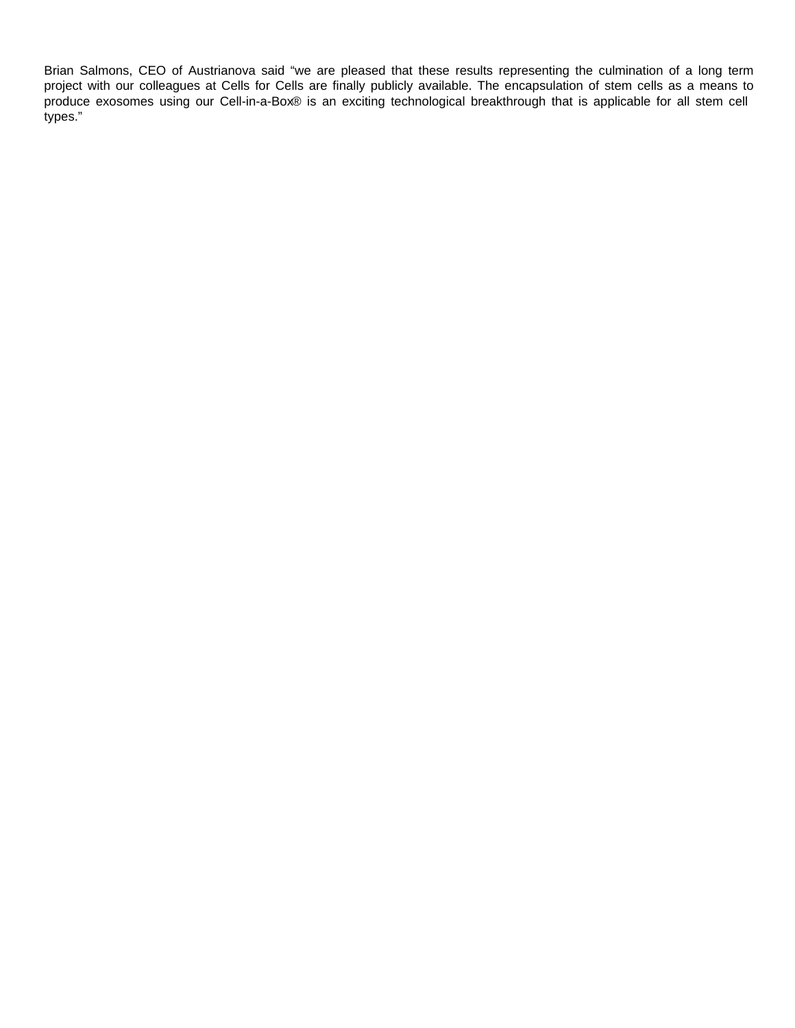Brian Salmons, CEO of Austrianova said “we are pleased that these results representing the culmination of a long term project with our colleagues at Cells for Cells are finally publicly available. The encapsulation of stem cells as a means to produce exosomes using our Cell-in-a-Box® is an exciting technological breakthrough that is applicable for all stem cell types.”